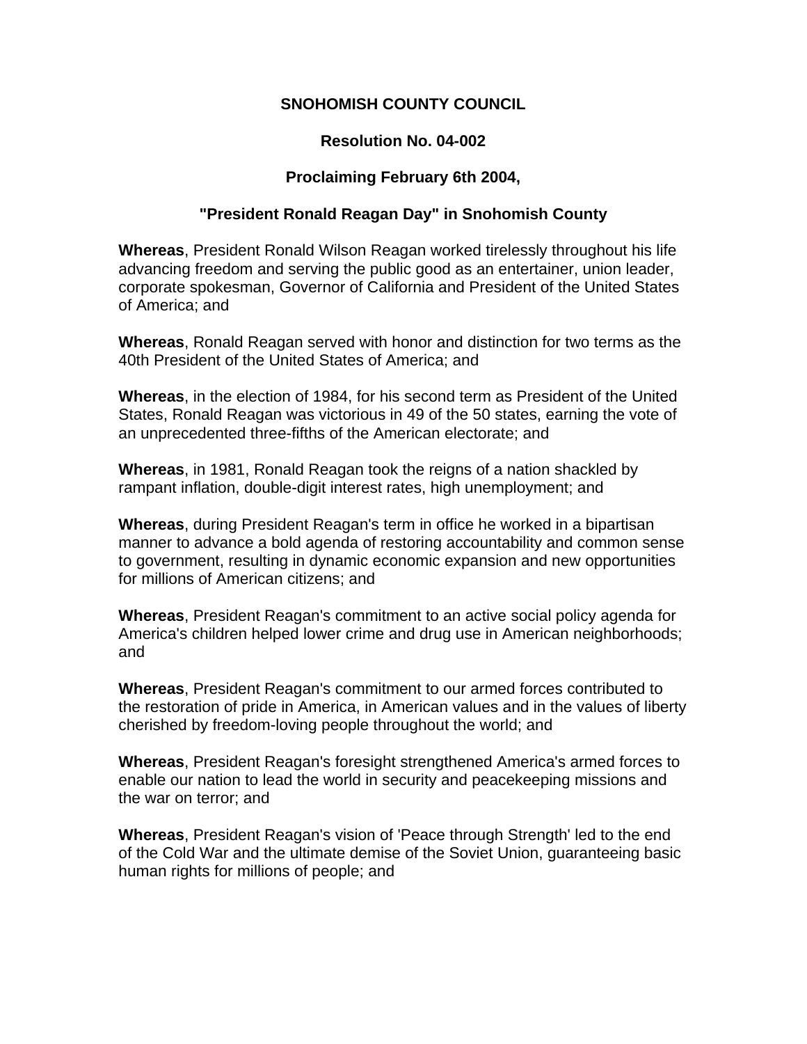# SNOHOMISH COUNTY COUNCIL

## Resolution No. 04-002

## Proclaiming February 6th 2004,

## "President Ronald Reagan Day" in Snohomish County

**Whereas**, President Ronald Wilson Reagan worked tirelessly throughout his life advancing freedom and serving the public good as an entertainer, union leader, corporate spokesman, Governor of California and President of the United States of America; and

**Whereas**, Ronald Reagan served with honor and distinction for two terms as the 40th President of the United States of America; and

**Whereas**, in the election of 1984, for his second term as President of the United States, Ronald Reagan was victorious in 49 of the 50 states, earning the vote of an unprecedented three-fifths of the American electorate; and

**Whereas**, in 1981, Ronald Reagan took the reigns of a nation shackled by rampant inflation, double-digit interest rates, high unemployment; and

**Whereas**, during President Reagan's term in office he worked in a bipartisan manner to advance a bold agenda of restoring accountability and common sense to government, resulting in dynamic economic expansion and new opportunities for millions of American citizens; and

**Whereas**, President Reagan's commitment to an active social policy agenda for America's children helped lower crime and drug use in American neighborhoods; and

**Whereas**, President Reagan's commitment to our armed forces contributed to the restoration of pride in America, in American values and in the values of liberty cherished by freedom-loving people throughout the world; and

**Whereas**, President Reagan's foresight strengthened America's armed forces to enable our nation to lead the world in security and peacekeeping missions and the war on terror; and

**Whereas**, President Reagan's vision of 'Peace through Strength' led to the end of the Cold War and the ultimate demise of the Soviet Union, guaranteeing basic human rights for millions of people; and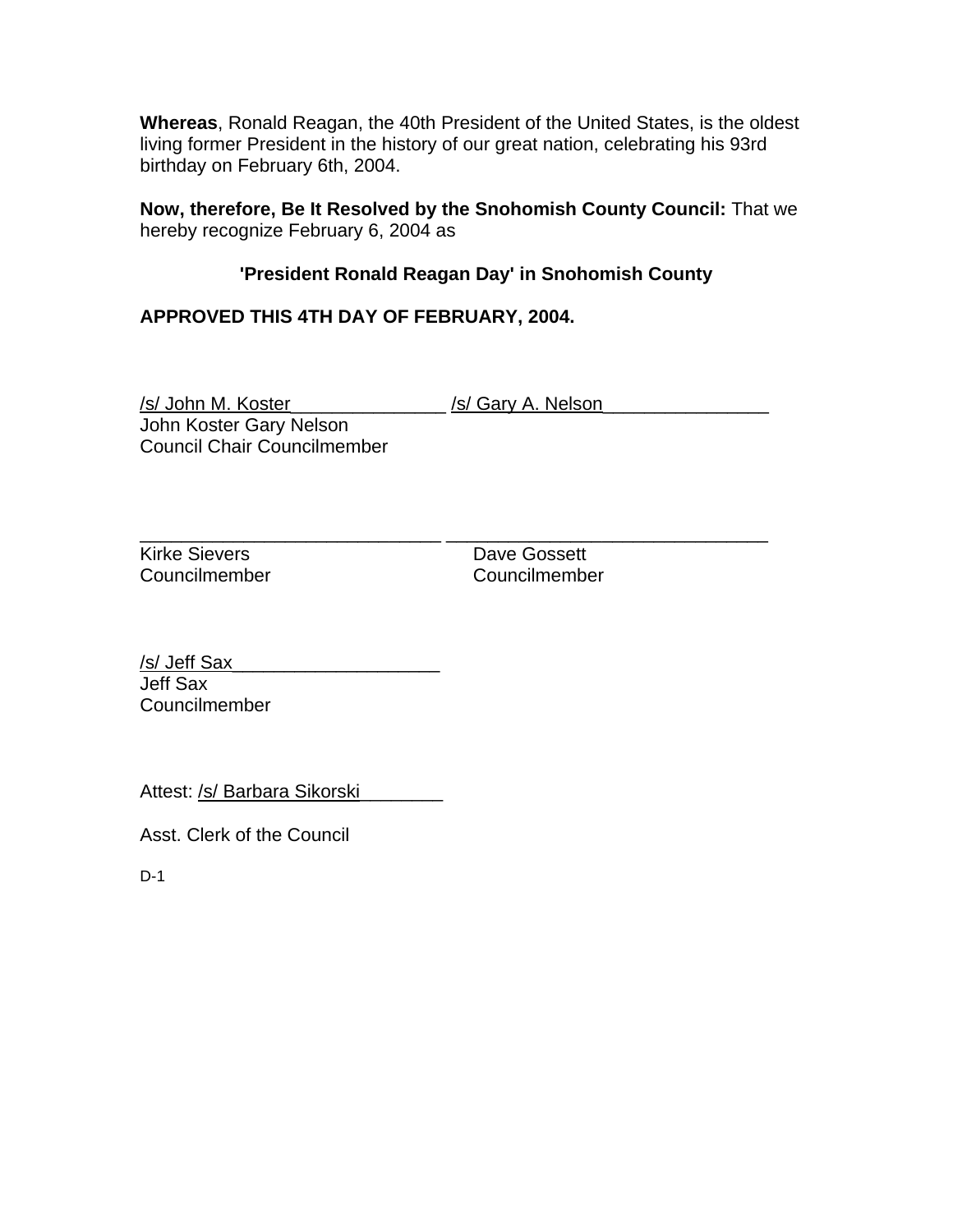**Whereas**, Ronald Reagan, the 40th President of the United States, is the oldest living former President in the history of our great nation, celebrating his 93rd birthday on February 6th, 2004.

**Now, therefore, Be It Resolved by the Snohomish County Council:** That we hereby recognize February 6, 2004 as

**'President Ronald Reagan Day' in Snohomish County**

**APPROVED THIS 4TH DAY OF FEBRUARY, 2004.**

/s/ John M. Koster_______________ /s/ Gary A. Nelson________________
John Koster Gary Nelson
Council Chair Councilmember

______________________________ ________________________________
Kirke Sievers
Councilmember

Dave Gossett
Councilmember

/s/ Jeff Sax___________________
Jeff Sax
Councilmember

Attest: /s/ Barbara Sikorski________

Asst. Clerk of the Council

D-1